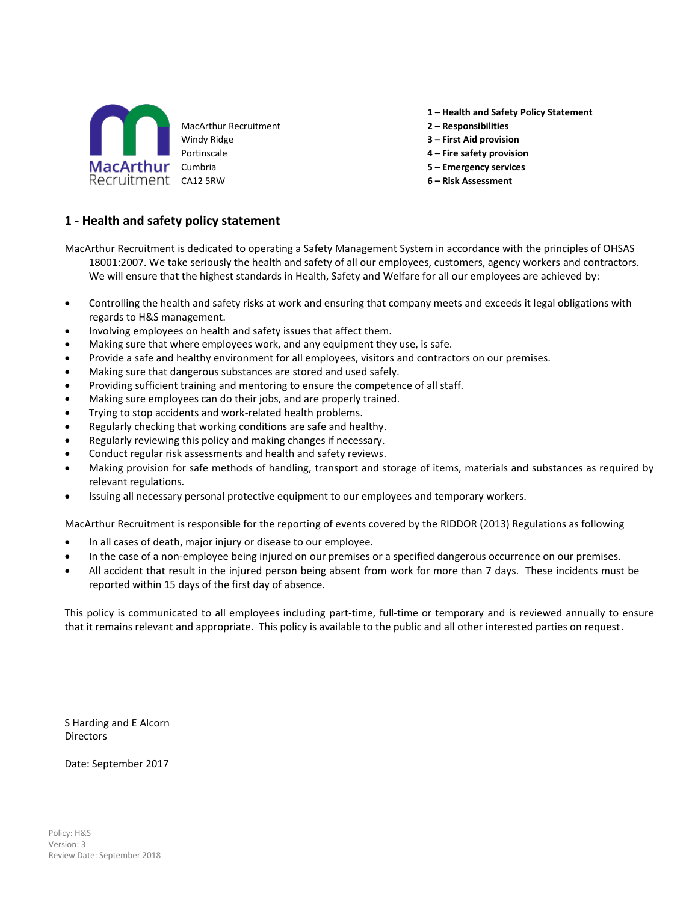MacArthur Recruitment
Windy Ridge
Portinscale
Cumbria
CA12 5RW

**1 – Health and Safety Policy Statement**
**2 – Responsibilities**
**3 – First Aid provision**
**4 – Fire safety provision**
**5 – Emergency services**
**6 – Risk Assessment**

## 1 - Health and safety policy statement

MacArthur Recruitment is dedicated to operating a Safety Management System in accordance with the principles of OHSAS 18001:2007. We take seriously the health and safety of all our employees, customers, agency workers and contractors. We will ensure that the highest standards in Health, Safety and Welfare for all our employees are achieved by:

- Controlling the health and safety risks at work and ensuring that company meets and exceeds it legal obligations with regards to H&S management.
- Involving employees on health and safety issues that affect them.
- Making sure that where employees work, and any equipment they use, is safe.
- Provide a safe and healthy environment for all employees, visitors and contractors on our premises.
- Making sure that dangerous substances are stored and used safely.
- Providing sufficient training and mentoring to ensure the competence of all staff.
- Making sure employees can do their jobs, and are properly trained.
- Trying to stop accidents and work-related health problems.
- Regularly checking that working conditions are safe and healthy.
- Regularly reviewing this policy and making changes if necessary.
- Conduct regular risk assessments and health and safety reviews.
- Making provision for safe methods of handling, transport and storage of items, materials and substances as required by relevant regulations.
- Issuing all necessary personal protective equipment to our employees and temporary workers.

MacArthur Recruitment is responsible for the reporting of events covered by the RIDDOR (2013) Regulations as following

- In all cases of death, major injury or disease to our employee.
- In the case of a non-employee being injured on our premises or a specified dangerous occurrence on our premises.
- All accident that result in the injured person being absent from work for more than 7 days. These incidents must be reported within 15 days of the first day of absence.

This policy is communicated to all employees including part-time, full-time or temporary and is reviewed annually to ensure that it remains relevant and appropriate. This policy is available to the public and all other interested parties on request.

S Harding and E Alcorn
Directors

Date: September 2017

Policy: H&S
Version: 3
Review Date: September 2018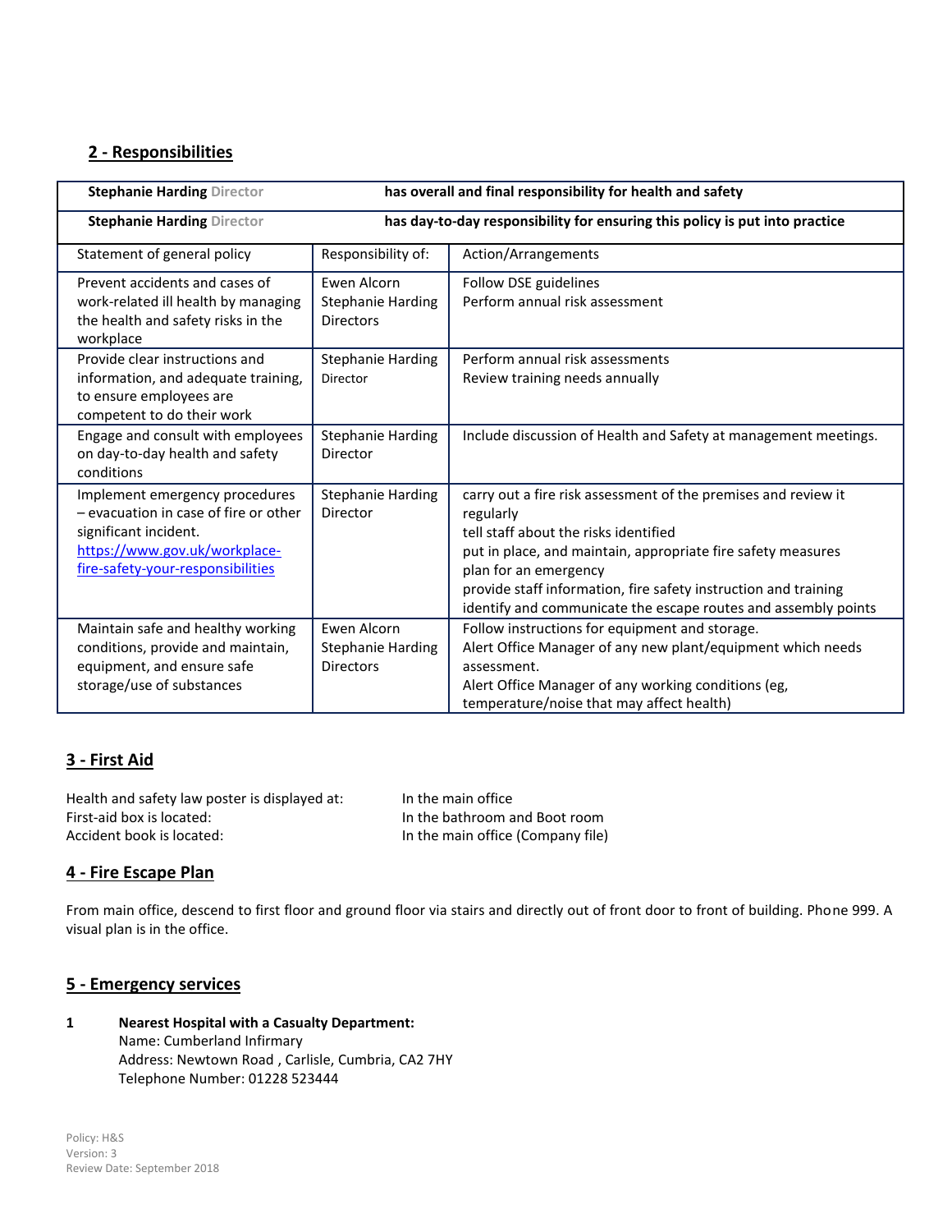## 2 - Responsibilities

| **Stephanie Harding** Director | | **has overall and final responsibility for health and safety** |
|---|---|---|
| **Stephanie Harding** Director | | **has day-to-day responsibility for ensuring this policy is put into practice** |
| Statement of general policy | Responsibility of: | Action/Arrangements |
| Prevent accidents and cases of work-related ill health by managing the health and safety risks in the workplace | Ewen Alcorn<br>Stephanie Harding<br>Directors | Follow DSE guidelines<br>Perform annual risk assessment |
| Provide clear instructions and information, and adequate training, to ensure employees are competent to do their work | Stephanie Harding<br>Director | Perform annual risk assessments<br>Review training needs annually |
| Engage and consult with employees on day-to-day health and safety conditions | Stephanie Harding<br>Director | Include discussion of Health and Safety at management meetings. |
| Implement emergency procedures – evacuation in case of fire or other significant incident.<br>[https://www.gov.uk/workplace-fire-safety-your-responsibilities](https://www.gov.uk/workplace-fire-safety-your-responsibilities) | Stephanie Harding<br>Director | carry out a fire risk assessment of the premises and review it regularly<br>tell staff about the risks identified<br>put in place, and maintain, appropriate fire safety measures<br>plan for an emergency<br>provide staff information, fire safety instruction and training<br>identify and communicate the escape routes and assembly points |
| Maintain safe and healthy working conditions, provide and maintain, equipment, and ensure safe storage/use of substances | Ewen Alcorn<br>Stephanie Harding<br>Directors | Follow instructions for equipment and storage.<br>Alert Office Manager of any new plant/equipment which needs assessment.<br>Alert Office Manager of any working conditions (eg, temperature/noise that may affect health) |

## 3 - First Aid

Health and safety law poster is displayed at: In the main office
First-aid box is located: In the bathroom and Boot room
Accident book is located: In the main office (Company file)

## 4 - Fire Escape Plan

From main office, descend to first floor and ground floor via stairs and directly out of front door to front of building. Phone 999. A visual plan is in the office.

## 5 - Emergency services

1 **Nearest Hospital with a Casualty Department:**
Name: Cumberland Infirmary
Address: Newtown Road , Carlisle, Cumbria, CA2 7HY
Telephone Number: 01228 523444

Policy: H&S
Version: 3
Review Date: September 2018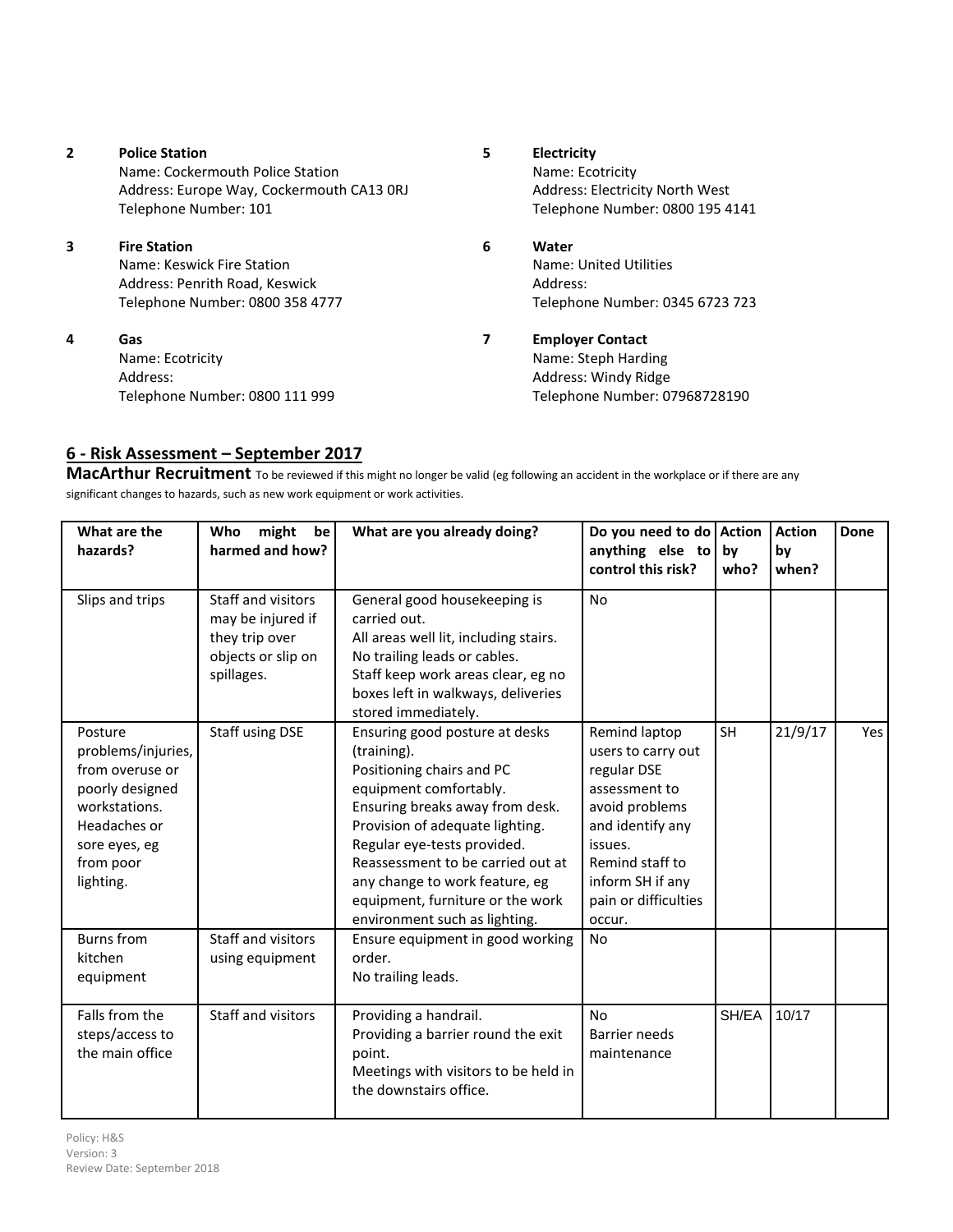**2** **Police Station**
Name: Cockermouth Police Station
Address: Europe Way, Cockermouth CA13 0RJ
Telephone Number: 101

**3** **Fire Station**
Name: Keswick Fire Station
Address: Penrith Road, Keswick
Telephone Number: 0800 358 4777

**4** **Gas**
Name: Ecotricity
Address:
Telephone Number: 0800 111 999

**5** **Electricity**
Name: Ecotricity
Address: Electricity North West
Telephone Number: 0800 195 4141

**6** **Water**
Name: United Utilities
Address:
Telephone Number: 0345 6723 723

**7** **Employer Contact**
Name: Steph Harding
Address: Windy Ridge
Telephone Number: 07968728190

## 6 - Risk Assessment – September 2017

**MacArthur Recruitment** To be reviewed if this might no longer be valid (eg following an accident in the workplace or if there are any significant changes to hazards, such as new work equipment or work activities.

| What are the hazards? | Who might be harmed and how? | What are you already doing? | Do you need to do anything else to control this risk? | Action by who? | Action by when? | Done |
|---|---|---|---|---|---|---|
| Slips and trips | Staff and visitors may be injured if they trip over objects or slip on spillages. | General good housekeeping is carried out. All areas well lit, including stairs. No trailing leads or cables. Staff keep work areas clear, eg no boxes left in walkways, deliveries stored immediately. | No | | | |
| Posture problems/injuries, from overuse or poorly designed workstations. Headaches or sore eyes, eg from poor lighting. | Staff using DSE | Ensuring good posture at desks (training). Positioning chairs and PC equipment comfortably. Ensuring breaks away from desk. Provision of adequate lighting. Regular eye-tests provided. Reassessment to be carried out at any change to work feature, eg equipment, furniture or the work environment such as lighting. | Remind laptop users to carry out regular DSE assessment to avoid problems and identify any issues. Remind staff to inform SH if any pain or difficulties occur. | SH | 21/9/17 | Yes |
| Burns from kitchen equipment | Staff and visitors using equipment | Ensure equipment in good working order. No trailing leads. | No | | | |
| Falls from the steps/access to the main office | Staff and visitors | Providing a handrail. Providing a barrier round the exit point. Meetings with visitors to be held in the downstairs office. | No Barrier needs maintenance | SH/EA | 10/17 | |

Policy: H&S
Version: 3
Review Date: September 2018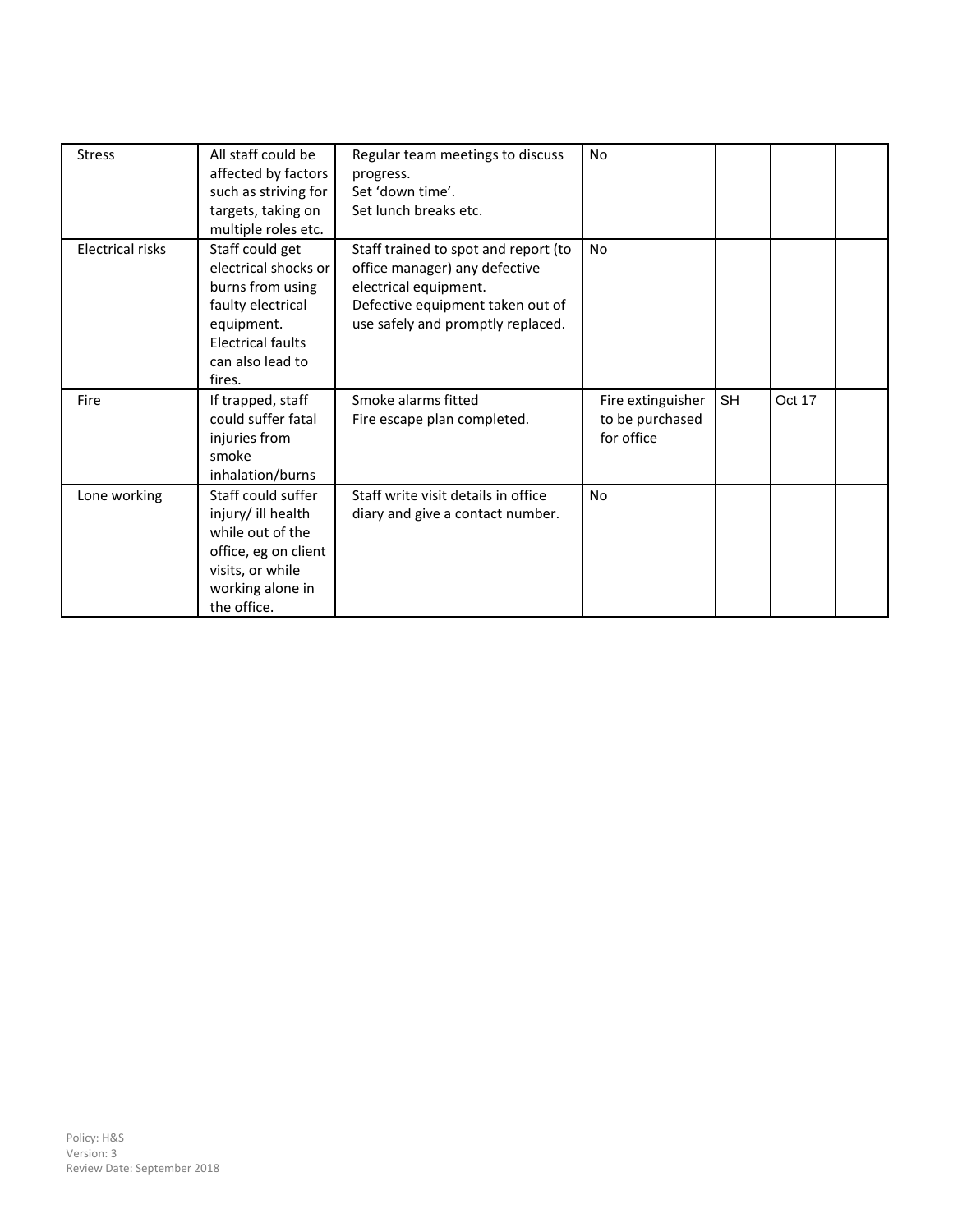| | | | | | | |
|---|---|---|---|---|---|---|
| Stress | All staff could be affected by factors such as striving for targets, taking on multiple roles etc. | Regular team meetings to discuss progress.<br>Set 'down time'.<br>Set lunch breaks etc. | No | | | |
| Electrical risks | Staff could get electrical shocks or burns from using faulty electrical equipment. Electrical faults can also lead to fires. | Staff trained to spot and report (to office manager) any defective electrical equipment.<br>Defective equipment taken out of use safely and promptly replaced. | No | | | |
| Fire | If trapped, staff could suffer fatal injuries from smoke inhalation/burns | Smoke alarms fitted<br>Fire escape plan completed. | Fire extinguisher to be purchased for office | SH | Oct 17 | |
| Lone working | Staff could suffer injury/ ill health while out of the office, eg on client visits, or while working alone in the office. | Staff write visit details in office diary and give a contact number. | No | | | |